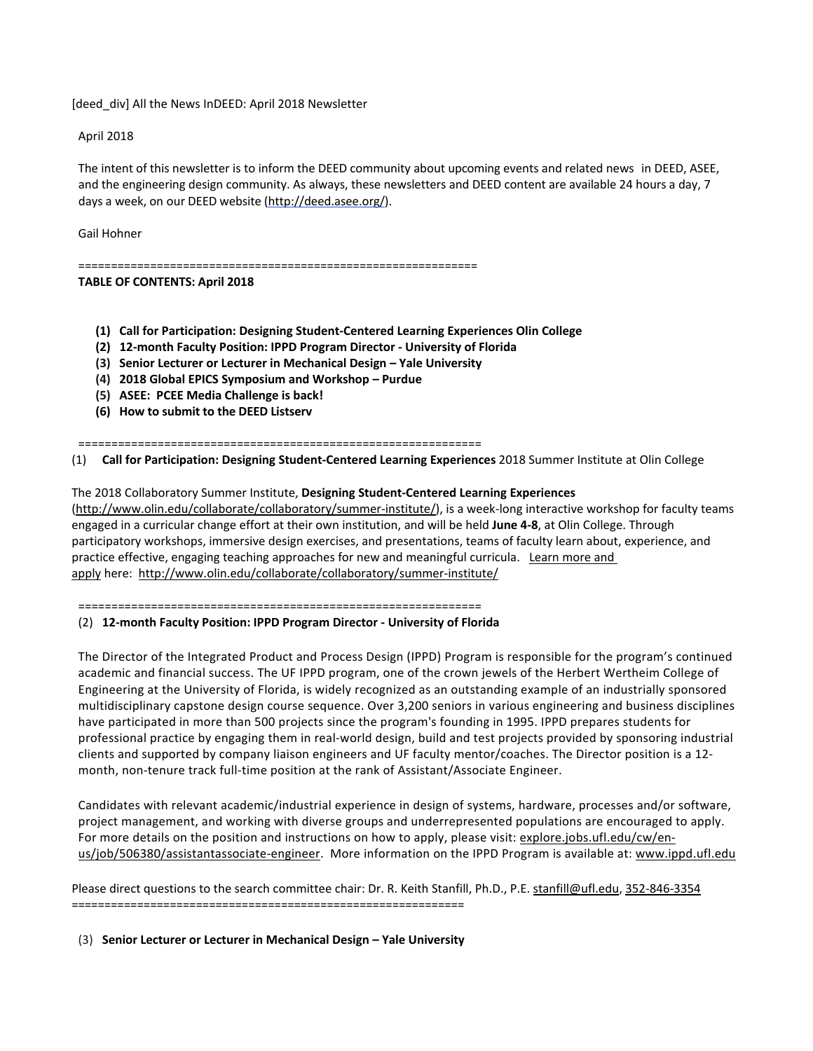[deed_div] All the News InDEED: April 2018 Newsletter

April 2018

The intent of this newsletter is to inform the DEED community about upcoming events and related news in DEED, ASEE, and the engineering design community. As always, these newsletters and DEED content are available 24 hours a day, 7 days a week, on our DEED website (http://deed.asee.org/).

Gail Hohner

============================================================

**TABLE OF CONTENTS: April 2018**

1. **Call for Participation: Designing Student-Centered Learning Experiences Olin College**
2. **12-month Faculty Position: IPPD Program Director - University of Florida**
3. **Senior Lecturer or Lecturer in Mechanical Design – Yale University**
4. **2018 Global EPICS Symposium and Workshop – Purdue**
5. **ASEE: PCEE Media Challenge is back!**
6. **How to submit to the DEED Listserv**

============================================================

(1) **Call for Participation: Designing Student-Centered Learning Experiences** 2018 Summer Institute at Olin College

The 2018 Collaboratory Summer Institute, **Designing Student-Centered Learning Experiences** (http://www.olin.edu/collaborate/collaboratory/summer-institute/), is a week-long interactive workshop for faculty teams engaged in a curricular change effort at their own institution, and will be held **June 4-8**, at Olin College. Through participatory workshops, immersive design exercises, and presentations, teams of faculty learn about, experience, and practice effective, engaging teaching approaches for new and meaningful curricula. Learn more and apply here: http://www.olin.edu/collaborate/collaboratory/summer-institute/

============================================================

(2) **12-month Faculty Position: IPPD Program Director - University of Florida**

The Director of the Integrated Product and Process Design (IPPD) Program is responsible for the program's continued academic and financial success. The UF IPPD program, one of the crown jewels of the Herbert Wertheim College of Engineering at the University of Florida, is widely recognized as an outstanding example of an industrially sponsored multidisciplinary capstone design course sequence. Over 3,200 seniors in various engineering and business disciplines have participated in more than 500 projects since the program's founding in 1995. IPPD prepares students for professional practice by engaging them in real-world design, build and test projects provided by sponsoring industrial clients and supported by company liaison engineers and UF faculty mentor/coaches. The Director position is a 12-month, non-tenure track full-time position at the rank of Assistant/Associate Engineer.

Candidates with relevant academic/industrial experience in design of systems, hardware, processes and/or software, project management, and working with diverse groups and underrepresented populations are encouraged to apply. For more details on the position and instructions on how to apply, please visit: explore.jobs.ufl.edu/cw/en-us/job/506380/assistantassociate-engineer. More information on the IPPD Program is available at: www.ippd.ufl.edu

Please direct questions to the search committee chair: Dr. R. Keith Stanfill, Ph.D., P.E. stanfill@ufl.edu, 352-846-3354

============================================================

(3) **Senior Lecturer or Lecturer in Mechanical Design – Yale University**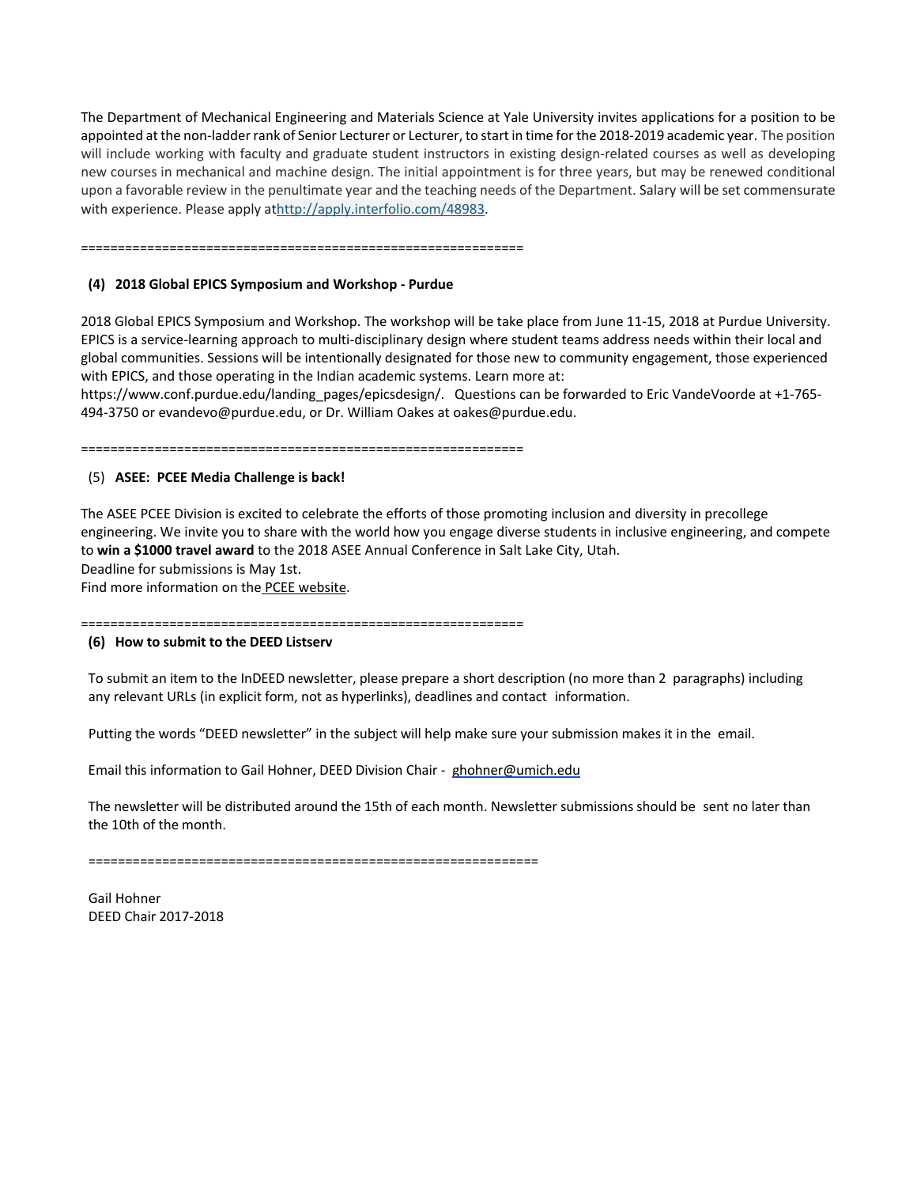The Department of Mechanical Engineering and Materials Science at Yale University invites applications for a position to be appointed at the non-ladder rank of Senior Lecturer or Lecturer, to start in time for the 2018-2019 academic year. The position will include working with faculty and graduate student instructors in existing design-related courses as well as developing new courses in mechanical and machine design. The initial appointment is for three years, but may be renewed conditional upon a favorable review in the penultimate year and the teaching needs of the Department. Salary will be set commensurate with experience. Please apply at[http://apply.interfolio.com/48983](http://apply.interfolio.com/48983).

==========================================================

**(4) 2018 Global EPICS Symposium and Workshop - Purdue**

2018 Global EPICS Symposium and Workshop. The workshop will be take place from June 11-15, 2018 at Purdue University. EPICS is a service-learning approach to multi-disciplinary design where student teams address needs within their local and global communities. Sessions will be intentionally designated for those new to community engagement, those experienced with EPICS, and those operating in the Indian academic systems. Learn more at: https://www.conf.purdue.edu/landing_pages/epicsdesign/. Questions can be forwarded to Eric VandeVoorde at +1-765-494-3750 or evandevo@purdue.edu, or Dr. William Oakes at oakes@purdue.edu.

==========================================================

(5) **ASEE: PCEE Media Challenge is back!**

The ASEE PCEE Division is excited to celebrate the efforts of those promoting inclusion and diversity in precollege engineering. We invite you to share with the world how you engage diverse students in inclusive engineering, and compete to **win a $1000 travel award** to the 2018 ASEE Annual Conference in Salt Lake City, Utah.
Deadline for submissions is May 1st.
Find more information on the PCEE website.

==========================================================

**(6) How to submit to the DEED Listserv**

To submit an item to the InDEED newsletter, please prepare a short description (no more than 2 paragraphs) including any relevant URLs (in explicit form, not as hyperlinks), deadlines and contact information.

Putting the words "DEED newsletter" in the subject will help make sure your submission makes it in the email.

Email this information to Gail Hohner, DEED Division Chair - ghohner@umich.edu

The newsletter will be distributed around the 15th of each month. Newsletter submissions should be sent no later than the 10th of the month.

==========================================================

Gail Hohner
DEED Chair 2017-2018